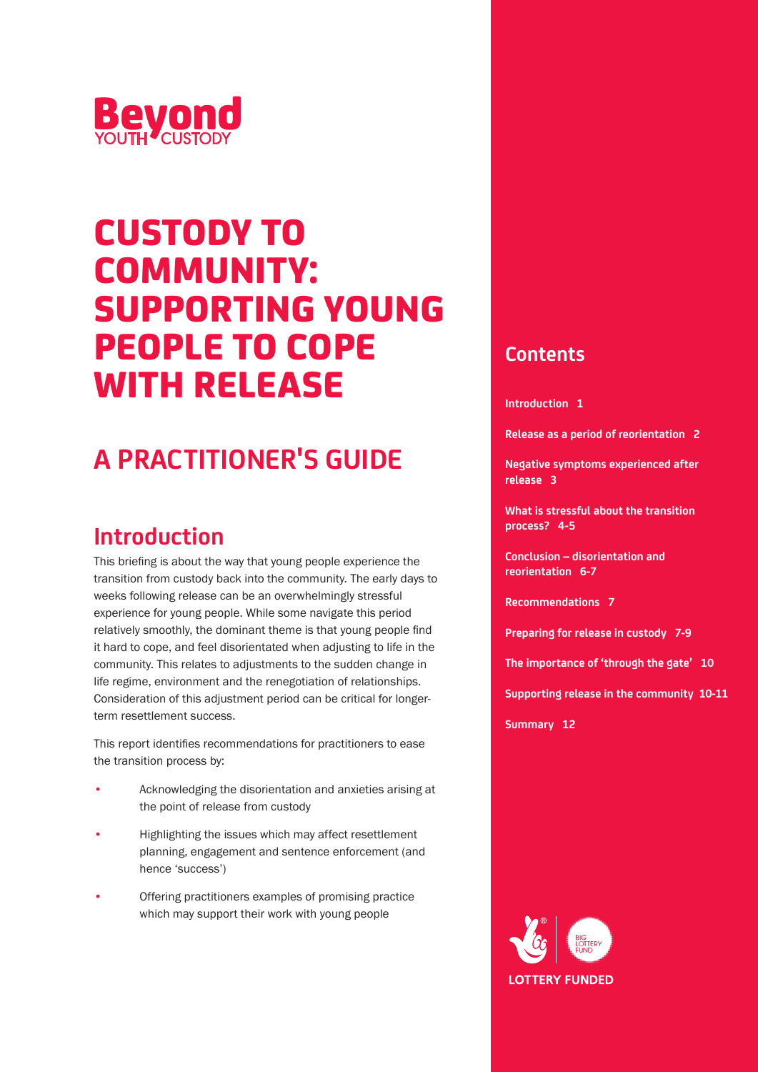Beyond YOUTH CUSTODY

# CUSTODY TO COMMUNITY: SUPPORTING YOUNG PEOPLE TO COPE WITH RELEASE

## A PRACTITIONER'S GUIDE

## Introduction

This briefing is about the way that young people experience the transition from custody back into the community. The early days to weeks following release can be an overwhelmingly stressful experience for young people. While some navigate this period relatively smoothly, the dominant theme is that young people find it hard to cope, and feel disorientated when adjusting to life in the community. This relates to adjustments to the sudden change in life regime, environment and the renegotiation of relationships. Consideration of this adjustment period can be critical for longer-term resettlement success.

This report identifies recommendations for practitioners to ease the transition process by:

- Acknowledging the disorientation and anxieties arising at the point of release from custody
- Highlighting the issues which may affect resettlement planning, engagement and sentence enforcement (and hence 'success')
- Offering practitioners examples of promising practice which may support their work with young people

## Contents

- Introduction 1
- Release as a period of reorientation 2
- Negative symptoms experienced after release 3
- What is stressful about the transition process? 4-5
- Conclusion – disorientation and reorientation 6-7
- Recommendations 7
- Preparing for release in custody 7-9
- The importance of 'through the gate' 10
- Supporting release in the community 10-11
- Summary 12

LOTTERY FUNDED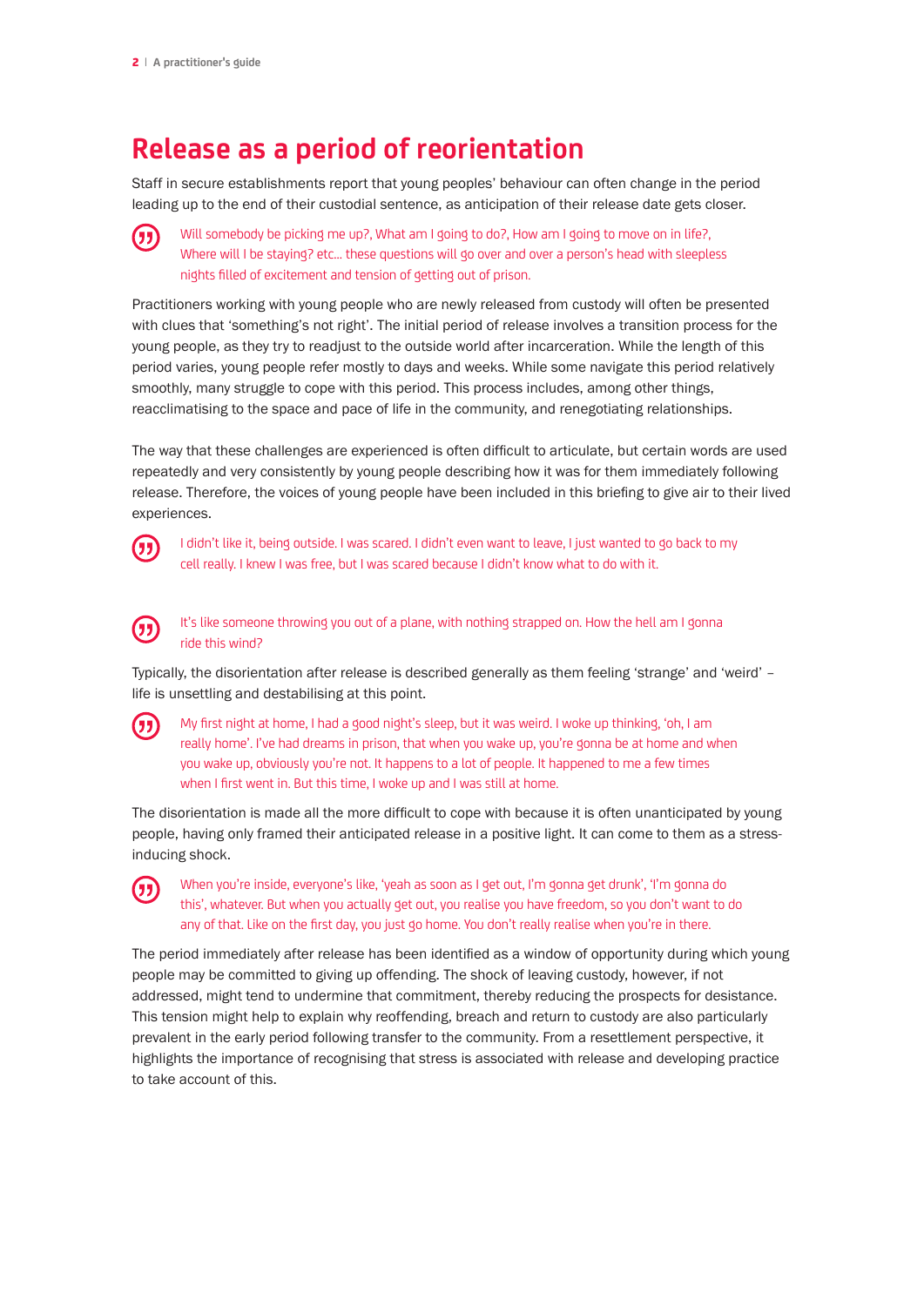# Release as a period of reorientation

Staff in secure establishments report that young peoples' behaviour can often change in the period leading up to the end of their custodial sentence, as anticipation of their release date gets closer.

> Will somebody be picking me up?, What am I going to do?, How am I going to move on in life?, Where will I be staying? etc… these questions will go over and over a person's head with sleepless nights filled of excitement and tension of getting out of prison.

Practitioners working with young people who are newly released from custody will often be presented with clues that 'something's not right'. The initial period of release involves a transition process for the young people, as they try to readjust to the outside world after incarceration. While the length of this period varies, young people refer mostly to days and weeks. While some navigate this period relatively smoothly, many struggle to cope with this period. This process includes, among other things, reacclimatising to the space and pace of life in the community, and renegotiating relationships.

The way that these challenges are experienced is often difficult to articulate, but certain words are used repeatedly and very consistently by young people describing how it was for them immediately following release. Therefore, the voices of young people have been included in this briefing to give air to their lived experiences.

> I didn't like it, being outside. I was scared. I didn't even want to leave, I just wanted to go back to my cell really. I knew I was free, but I was scared because I didn't know what to do with it.

> It's like someone throwing you out of a plane, with nothing strapped on. How the hell am I gonna ride this wind?

Typically, the disorientation after release is described generally as them feeling 'strange' and 'weird' – life is unsettling and destabilising at this point.

> My first night at home, I had a good night's sleep, but it was weird. I woke up thinking, 'oh, I am really home'. I've had dreams in prison, that when you wake up, you're gonna be at home and when you wake up, obviously you're not. It happens to a lot of people. It happened to me a few times when I first went in. But this time, I woke up and I was still at home.

The disorientation is made all the more difficult to cope with because it is often unanticipated by young people, having only framed their anticipated release in a positive light. It can come to them as a stress-inducing shock.

> When you're inside, everyone's like, 'yeah as soon as I get out, I'm gonna get drunk', 'I'm gonna do this', whatever. But when you actually get out, you realise you have freedom, so you don't want to do any of that. Like on the first day, you just go home. You don't really realise when you're in there.

The period immediately after release has been identified as a window of opportunity during which young people may be committed to giving up offending. The shock of leaving custody, however, if not addressed, might tend to undermine that commitment, thereby reducing the prospects for desistance. This tension might help to explain why reoffending, breach and return to custody are also particularly prevalent in the early period following transfer to the community. From a resettlement perspective, it highlights the importance of recognising that stress is associated with release and developing practice to take account of this.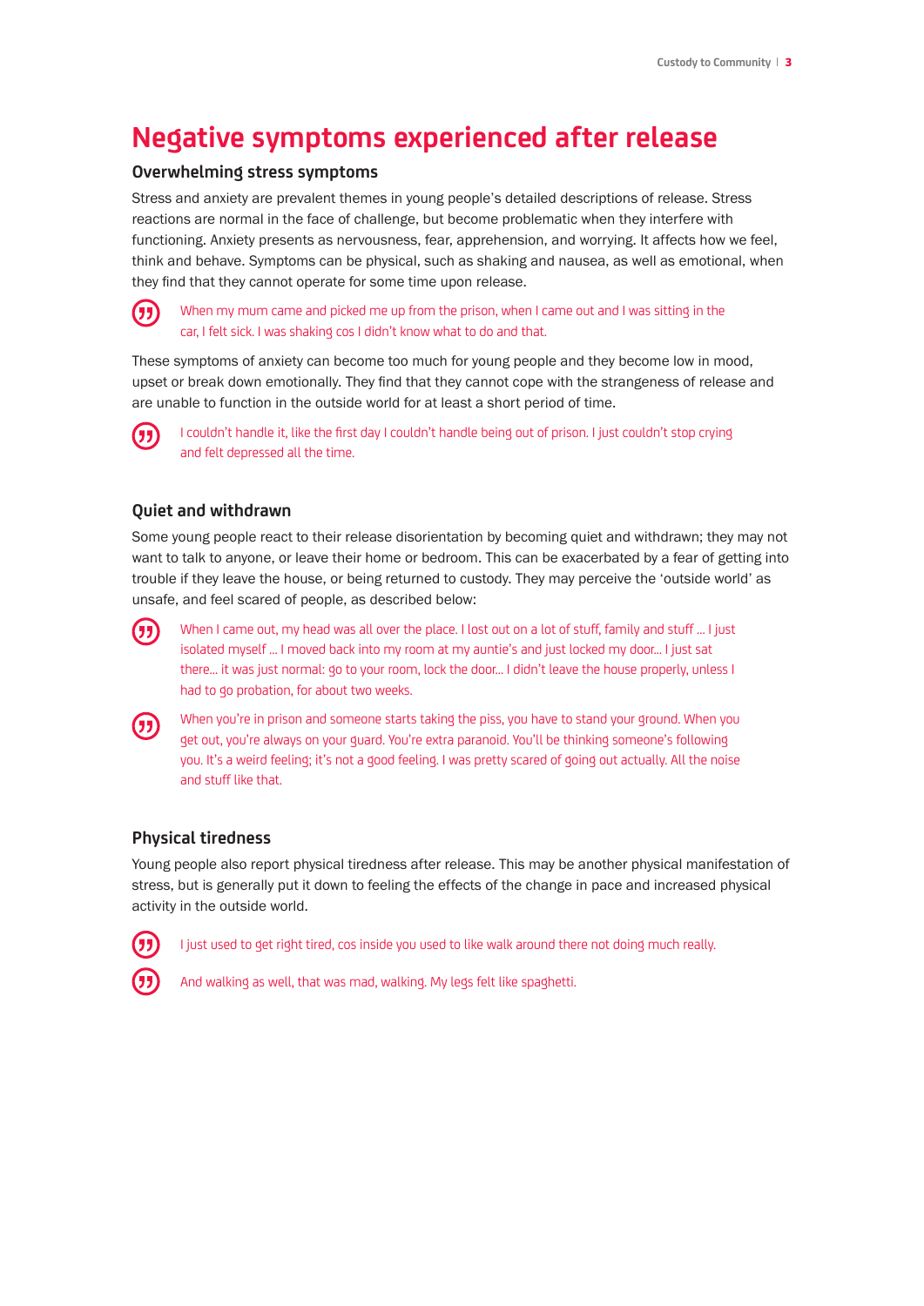# Negative symptoms experienced after release

## Overwhelming stress symptoms

Stress and anxiety are prevalent themes in young people's detailed descriptions of release. Stress reactions are normal in the face of challenge, but become problematic when they interfere with functioning. Anxiety presents as nervousness, fear, apprehension, and worrying. It affects how we feel, think and behave. Symptoms can be physical, such as shaking and nausea, as well as emotional, when they find that they cannot operate for some time upon release.

> When my mum came and picked me up from the prison, when I came out and I was sitting in the car, I felt sick. I was shaking cos I didn't know what to do and that.

These symptoms of anxiety can become too much for young people and they become low in mood, upset or break down emotionally. They find that they cannot cope with the strangeness of release and are unable to function in the outside world for at least a short period of time.

> I couldn't handle it, like the first day I couldn't handle being out of prison. I just couldn't stop crying and felt depressed all the time.

## Quiet and withdrawn

Some young people react to their release disorientation by becoming quiet and withdrawn; they may not want to talk to anyone, or leave their home or bedroom. This can be exacerbated by a fear of getting into trouble if they leave the house, or being returned to custody. They may perceive the 'outside world' as unsafe, and feel scared of people, as described below:

> When I came out, my head was all over the place. I lost out on a lot of stuff, family and stuff ... I just isolated myself ... I moved back into my room at my auntie's and just locked my door... I just sat there... it was just normal: go to your room, lock the door... I didn't leave the house properly, unless I had to go probation, for about two weeks.

> When you're in prison and someone starts taking the piss, you have to stand your ground. When you get out, you're always on your guard. You're extra paranoid. You'll be thinking someone's following you. It's a weird feeling; it's not a good feeling. I was pretty scared of going out actually. All the noise and stuff like that.

## Physical tiredness

Young people also report physical tiredness after release. This may be another physical manifestation of stress, but is generally put it down to feeling the effects of the change in pace and increased physical activity in the outside world.

> I just used to get right tired, cos inside you used to like walk around there not doing much really.

> And walking as well, that was mad, walking. My legs felt like spaghetti.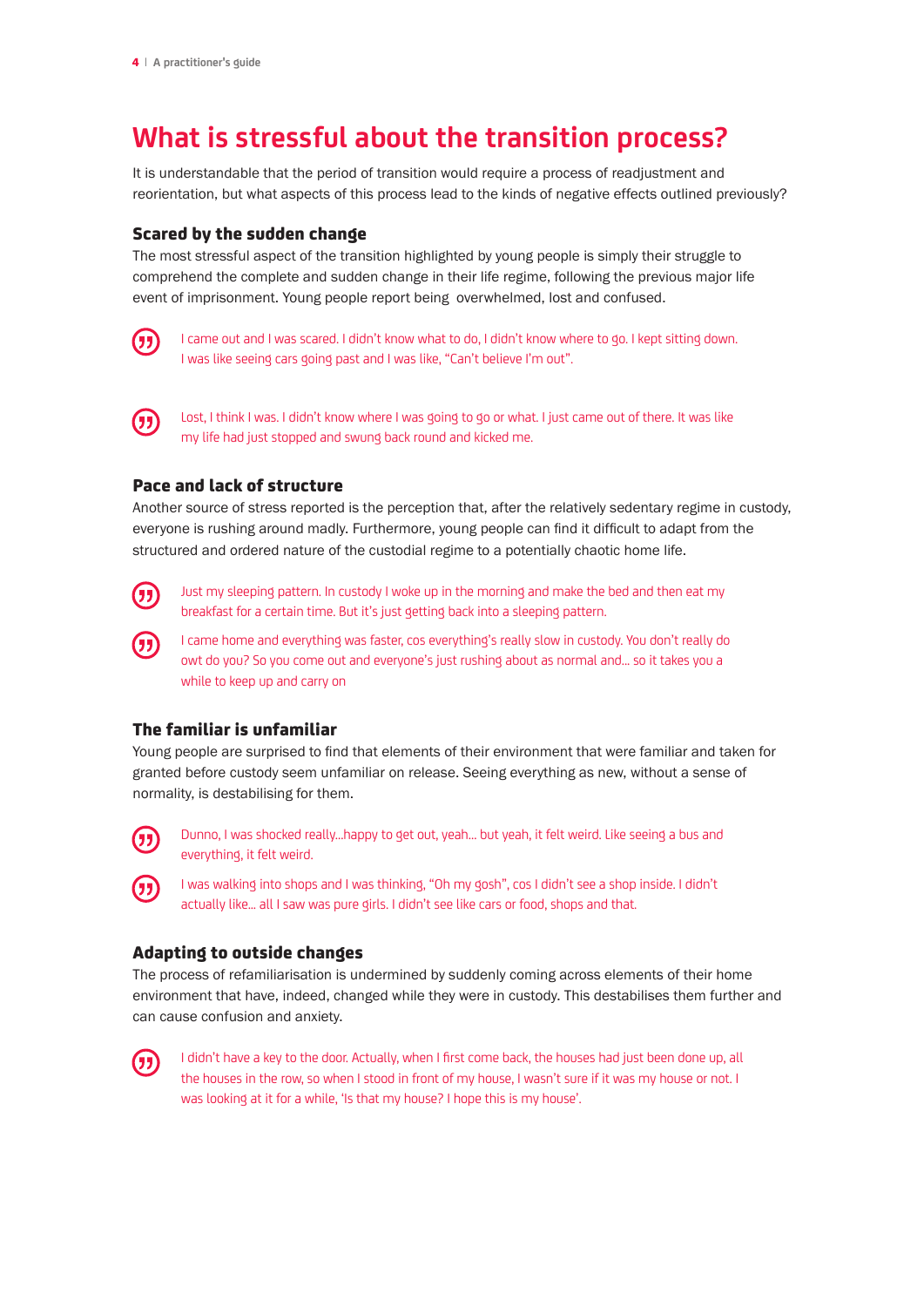# What is stressful about the transition process?

It is understandable that the period of transition would require a process of readjustment and reorientation, but what aspects of this process lead to the kinds of negative effects outlined previously?

### Scared by the sudden change

The most stressful aspect of the transition highlighted by young people is simply their struggle to comprehend the complete and sudden change in their life regime, following the previous major life event of imprisonment. Young people report being overwhelmed, lost and confused.

> I came out and I was scared. I didn't know what to do, I didn't know where to go. I kept sitting down. I was like seeing cars going past and I was like, "Can't believe I'm out".

> Lost, I think I was. I didn't know where I was going to go or what. I just came out of there. It was like my life had just stopped and swung back round and kicked me.

### Pace and lack of structure

Another source of stress reported is the perception that, after the relatively sedentary regime in custody, everyone is rushing around madly. Furthermore, young people can find it difficult to adapt from the structured and ordered nature of the custodial regime to a potentially chaotic home life.

> Just my sleeping pattern. In custody I woke up in the morning and make the bed and then eat my breakfast for a certain time. But it's just getting back into a sleeping pattern.

> I came home and everything was faster, cos everything's really slow in custody. You don't really do owt do you? So you come out and everyone's just rushing about as normal and... so it takes you a while to keep up and carry on

### The familiar is unfamiliar

Young people are surprised to find that elements of their environment that were familiar and taken for granted before custody seem unfamiliar on release. Seeing everything as new, without a sense of normality, is destabilising for them.

> Dunno, I was shocked really...happy to get out, yeah... but yeah, it felt weird. Like seeing a bus and everything, it felt weird.

> I was walking into shops and I was thinking, "Oh my gosh", cos I didn't see a shop inside. I didn't actually like... all I saw was pure girls. I didn't see like cars or food, shops and that.

### Adapting to outside changes

The process of refamiliarisation is undermined by suddenly coming across elements of their home environment that have, indeed, changed while they were in custody. This destabilises them further and can cause confusion and anxiety.

> I didn't have a key to the door. Actually, when I first come back, the houses had just been done up, all the houses in the row, so when I stood in front of my house, I wasn't sure if it was my house or not. I was looking at it for a while, 'Is that my house? I hope this is my house'.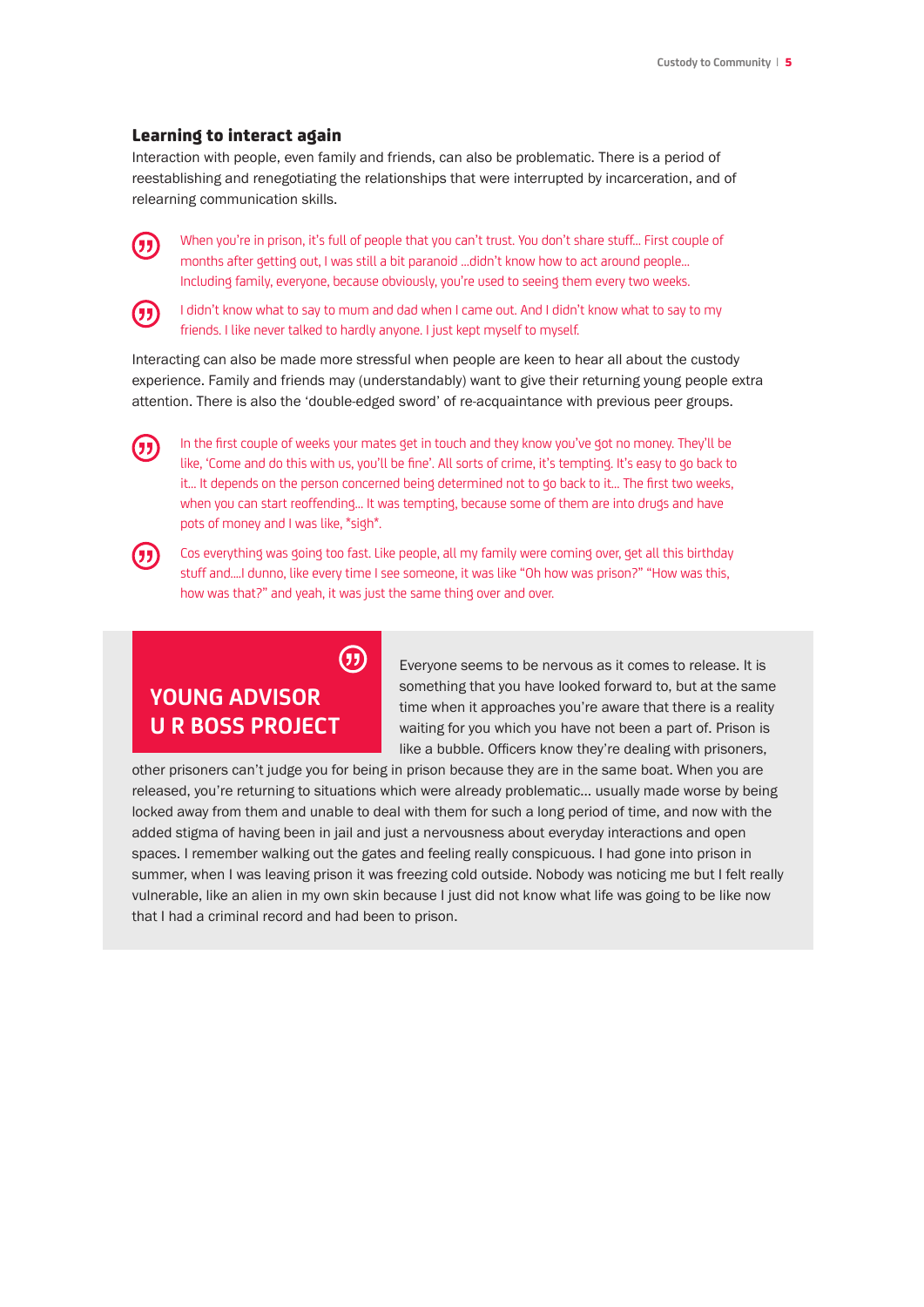## Learning to interact again

Interaction with people, even family and friends, can also be problematic. There is a period of reestablishing and renegotiating the relationships that were interrupted by incarceration, and of relearning communication skills.

> When you're in prison, it's full of people that you can't trust. You don't share stuff... First couple of months after getting out, I was still a bit paranoid ...didn't know how to act around people... Including family, everyone, because obviously, you're used to seeing them every two weeks.

> I didn't know what to say to mum and dad when I came out. And I didn't know what to say to my friends. I like never talked to hardly anyone. I just kept myself to myself.

Interacting can also be made more stressful when people are keen to hear all about the custody experience. Family and friends may (understandably) want to give their returning young people extra attention. There is also the 'double-edged sword' of re-acquaintance with previous peer groups.

> In the first couple of weeks your mates get in touch and they know you've got no money. They'll be like, 'Come and do this with us, you'll be fine'. All sorts of crime, it's tempting. It's easy to go back to it... It depends on the person concerned being determined not to go back to it... The first two weeks, when you can start reoffending... It was tempting, because some of them are into drugs and have pots of money and I was like, *sigh*.

> Cos everything was going too fast. Like people, all my family were coming over, get all this birthday stuff and....I dunno, like every time I see someone, it was like "Oh how was prison?" "How was this, how was that?" and yeah, it was just the same thing over and over.

### YOUNG ADVISOR U R BOSS PROJECT

Everyone seems to be nervous as it comes to release. It is something that you have looked forward to, but at the same time when it approaches you're aware that there is a reality waiting for you which you have not been a part of. Prison is like a bubble. Officers know they're dealing with prisoners, other prisoners can't judge you for being in prison because they are in the same boat. When you are released, you're returning to situations which were already problematic... usually made worse by being locked away from them and unable to deal with them for such a long period of time, and now with the added stigma of having been in jail and just a nervousness about everyday interactions and open spaces. I remember walking out the gates and feeling really conspicuous. I had gone into prison in summer, when I was leaving prison it was freezing cold outside. Nobody was noticing me but I felt really vulnerable, like an alien in my own skin because I just did not know what life was going to be like now that I had a criminal record and had been to prison.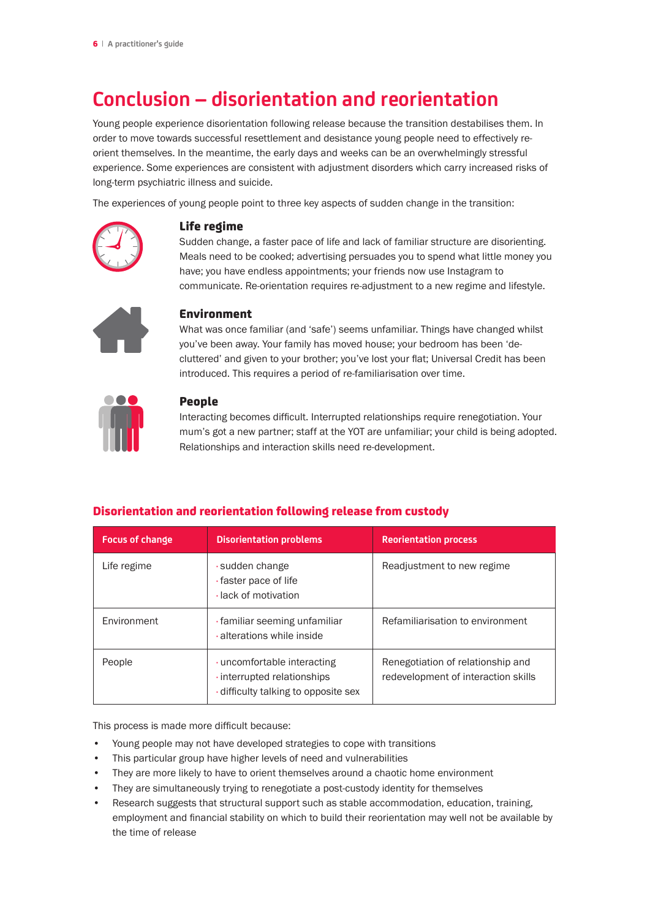# Conclusion – disorientation and reorientation

Young people experience disorientation following release because the transition destabilises them. In order to move towards successful resettlement and desistance young people need to effectively re-orient themselves. In the meantime, the early days and weeks can be an overwhelmingly stressful experience. Some experiences are consistent with adjustment disorders which carry increased risks of long-term psychiatric illness and suicide.

The experiences of young people point to three key aspects of sudden change in the transition:

### Life regime

Sudden change, a faster pace of life and lack of familiar structure are disorienting. Meals need to be cooked; advertising persuades you to spend what little money you have; you have endless appointments; your friends now use Instagram to communicate. Re-orientation requires re-adjustment to a new regime and lifestyle.

### Environment

What was once familiar (and 'safe') seems unfamiliar. Things have changed whilst you've been away. Your family has moved house; your bedroom has been 'de-cluttered' and given to your brother; you've lost your flat; Universal Credit has been introduced. This requires a period of re-familiarisation over time.

### People

Interacting becomes difficult. Interrupted relationships require renegotiation. Your mum's got a new partner; staff at the YOT are unfamiliar; your child is being adopted. Relationships and interaction skills need re-development.

## Disorientation and reorientation following release from custody

| Focus of change | Disorientation problems | Reorientation process |
|---|---|---|
| Life regime | · sudden change<br>· faster pace of life<br>· lack of motivation | Readjustment to new regime |
| Environment | · familiar seeming unfamiliar<br>· alterations while inside | Refamiliarisation to environment |
| People | · uncomfortable interacting<br>· interrupted relationships<br>· difficulty talking to opposite sex | Renegotiation of relationship and redevelopment of interaction skills |

This process is made more difficult because:

- Young people may not have developed strategies to cope with transitions
- This particular group have higher levels of need and vulnerabilities
- They are more likely to have to orient themselves around a chaotic home environment
- They are simultaneously trying to renegotiate a post-custody identity for themselves
- Research suggests that structural support such as stable accommodation, education, training, employment and financial stability on which to build their reorientation may well not be available by the time of release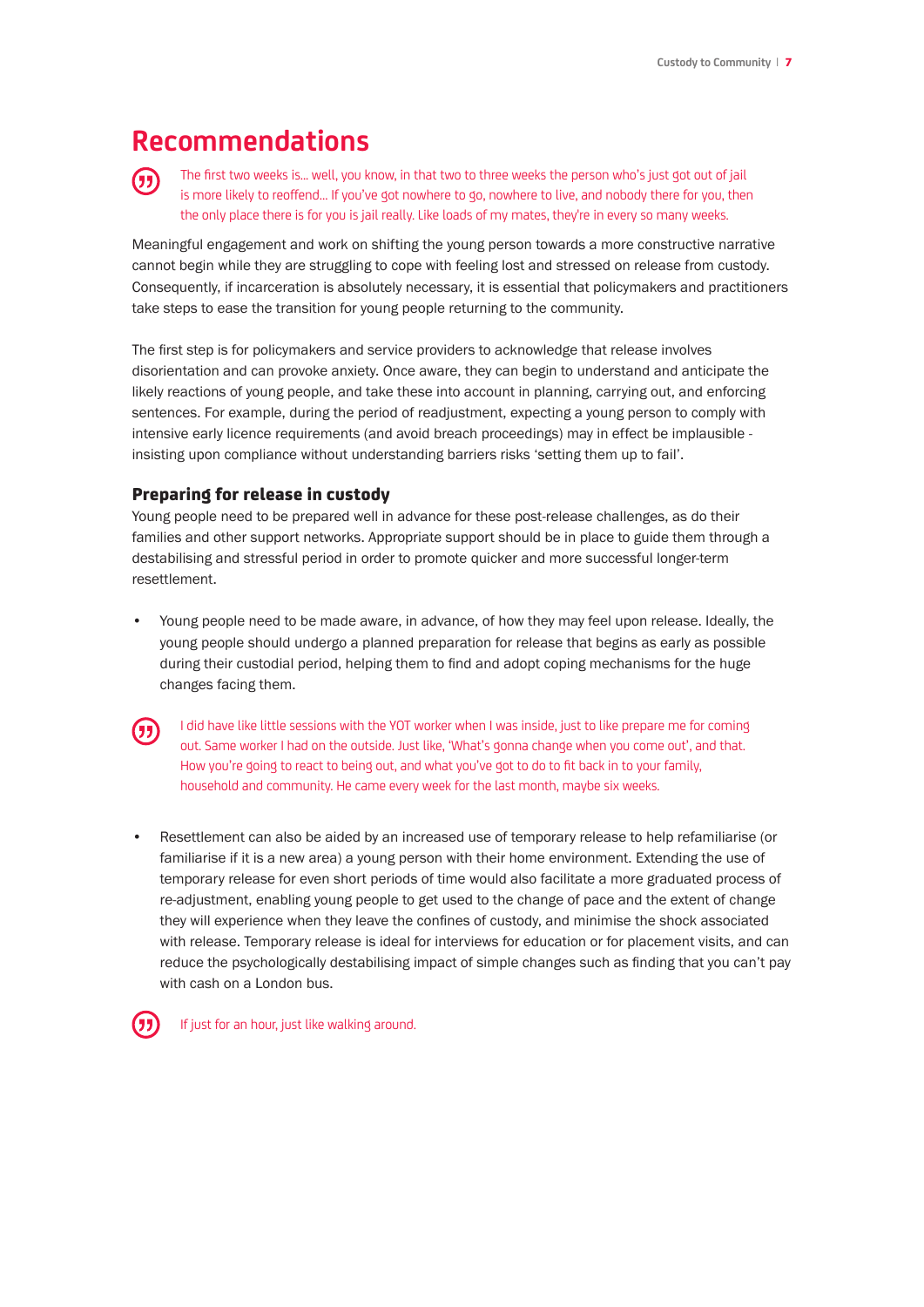# Recommendations

> The first two weeks is... well, you know, in that two to three weeks the person who's just got out of jail is more likely to reoffend... If you've got nowhere to go, nowhere to live, and nobody there for you, then the only place there is for you is jail really. Like loads of my mates, they're in every so many weeks.

Meaningful engagement and work on shifting the young person towards a more constructive narrative cannot begin while they are struggling to cope with feeling lost and stressed on release from custody. Consequently, if incarceration is absolutely necessary, it is essential that policymakers and practitioners take steps to ease the transition for young people returning to the community.

The first step is for policymakers and service providers to acknowledge that release involves disorientation and can provoke anxiety. Once aware, they can begin to understand and anticipate the likely reactions of young people, and take these into account in planning, carrying out, and enforcing sentences. For example, during the period of readjustment, expecting a young person to comply with intensive early licence requirements (and avoid breach proceedings) may in effect be implausible - insisting upon compliance without understanding barriers risks 'setting them up to fail'.

### Preparing for release in custody

Young people need to be prepared well in advance for these post-release challenges, as do their families and other support networks. Appropriate support should be in place to guide them through a destabilising and stressful period in order to promote quicker and more successful longer-term resettlement.

- Young people need to be made aware, in advance, of how they may feel upon release. Ideally, the young people should undergo a planned preparation for release that begins as early as possible during their custodial period, helping them to find and adopt coping mechanisms for the huge changes facing them.

> I did have like little sessions with the YOT worker when I was inside, just to like prepare me for coming out. Same worker I had on the outside. Just like, 'What's gonna change when you come out', and that. How you're going to react to being out, and what you've got to do to fit back in to your family, household and community. He came every week for the last month, maybe six weeks.

- Resettlement can also be aided by an increased use of temporary release to help refamiliarise (or familiarise if it is a new area) a young person with their home environment. Extending the use of temporary release for even short periods of time would also facilitate a more graduated process of re-adjustment, enabling young people to get used to the change of pace and the extent of change they will experience when they leave the confines of custody, and minimise the shock associated with release. Temporary release is ideal for interviews for education or for placement visits, and can reduce the psychologically destabilising impact of simple changes such as finding that you can't pay with cash on a London bus.

> If just for an hour, just like walking around.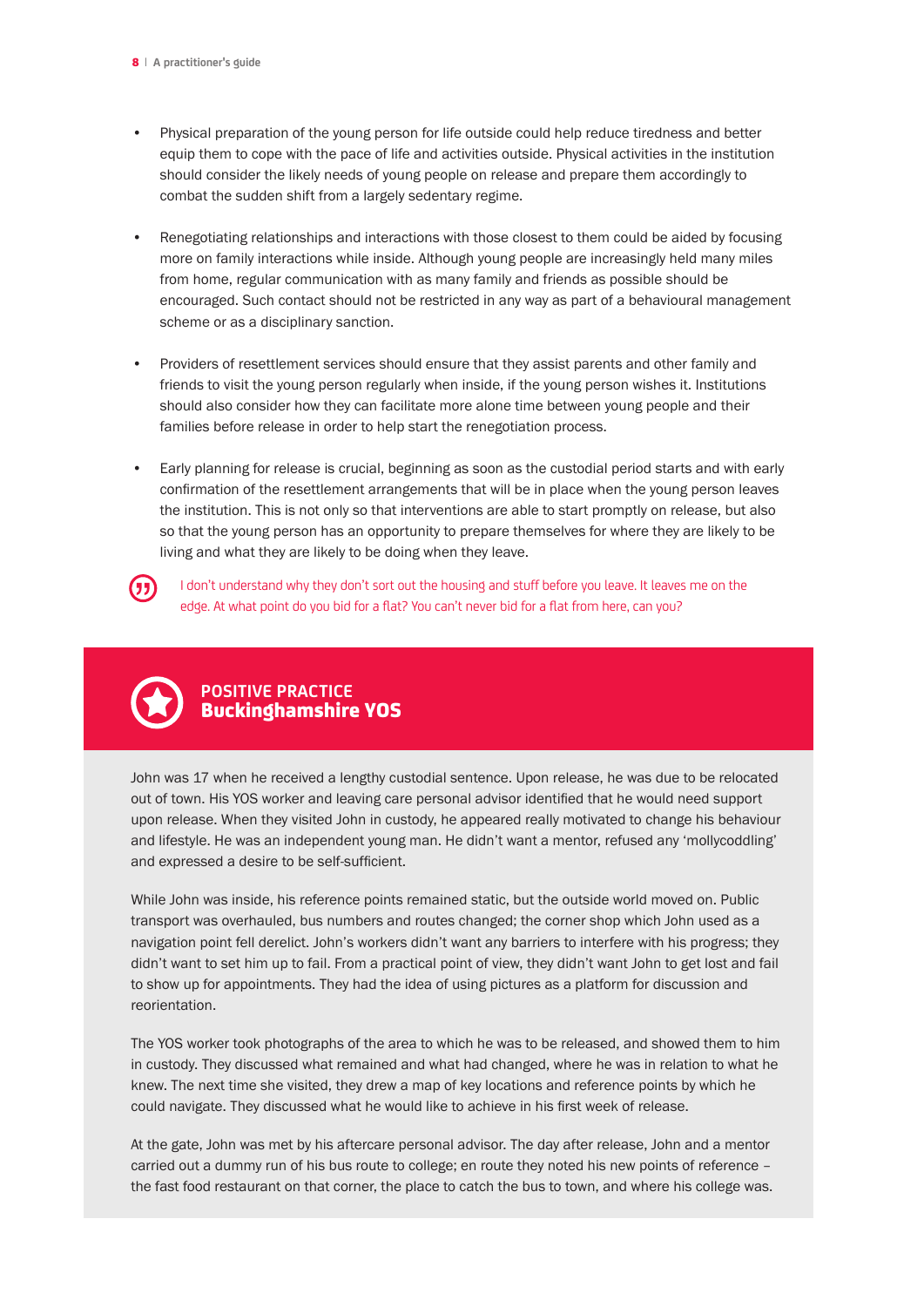- Physical preparation of the young person for life outside could help reduce tiredness and better equip them to cope with the pace of life and activities outside. Physical activities in the institution should consider the likely needs of young people on release and prepare them accordingly to combat the sudden shift from a largely sedentary regime.

- Renegotiating relationships and interactions with those closest to them could be aided by focusing more on family interactions while inside. Although young people are increasingly held many miles from home, regular communication with as many family and friends as possible should be encouraged. Such contact should not be restricted in any way as part of a behavioural management scheme or as a disciplinary sanction.

- Providers of resettlement services should ensure that they assist parents and other family and friends to visit the young person regularly when inside, if the young person wishes it. Institutions should also consider how they can facilitate more alone time between young people and their families before release in order to help start the renegotiation process.

- Early planning for release is crucial, beginning as soon as the custodial period starts and with early confirmation of the resettlement arrangements that will be in place when the young person leaves the institution. This is not only so that interventions are able to start promptly on release, but also so that the young person has an opportunity to prepare themselves for where they are likely to be living and what they are likely to be doing when they leave.

> I don't understand why they don't sort out the housing and stuff before you leave. It leaves me on the edge. At what point do you bid for a flat? You can't never bid for a flat from here, can you?

## POSITIVE PRACTICE
## Buckinghamshire YOS

John was 17 when he received a lengthy custodial sentence. Upon release, he was due to be relocated out of town. His YOS worker and leaving care personal advisor identified that he would need support upon release. When they visited John in custody, he appeared really motivated to change his behaviour and lifestyle. He was an independent young man. He didn't want a mentor, refused any 'mollycoddling' and expressed a desire to be self-sufficient.

While John was inside, his reference points remained static, but the outside world moved on. Public transport was overhauled, bus numbers and routes changed; the corner shop which John used as a navigation point fell derelict. John's workers didn't want any barriers to interfere with his progress; they didn't want to set him up to fail. From a practical point of view, they didn't want John to get lost and fail to show up for appointments. They had the idea of using pictures as a platform for discussion and reorientation.

The YOS worker took photographs of the area to which he was to be released, and showed them to him in custody. They discussed what remained and what had changed, where he was in relation to what he knew. The next time she visited, they drew a map of key locations and reference points by which he could navigate. They discussed what he would like to achieve in his first week of release.

At the gate, John was met by his aftercare personal advisor. The day after release, John and a mentor carried out a dummy run of his bus route to college; en route they noted his new points of reference – the fast food restaurant on that corner, the place to catch the bus to town, and where his college was.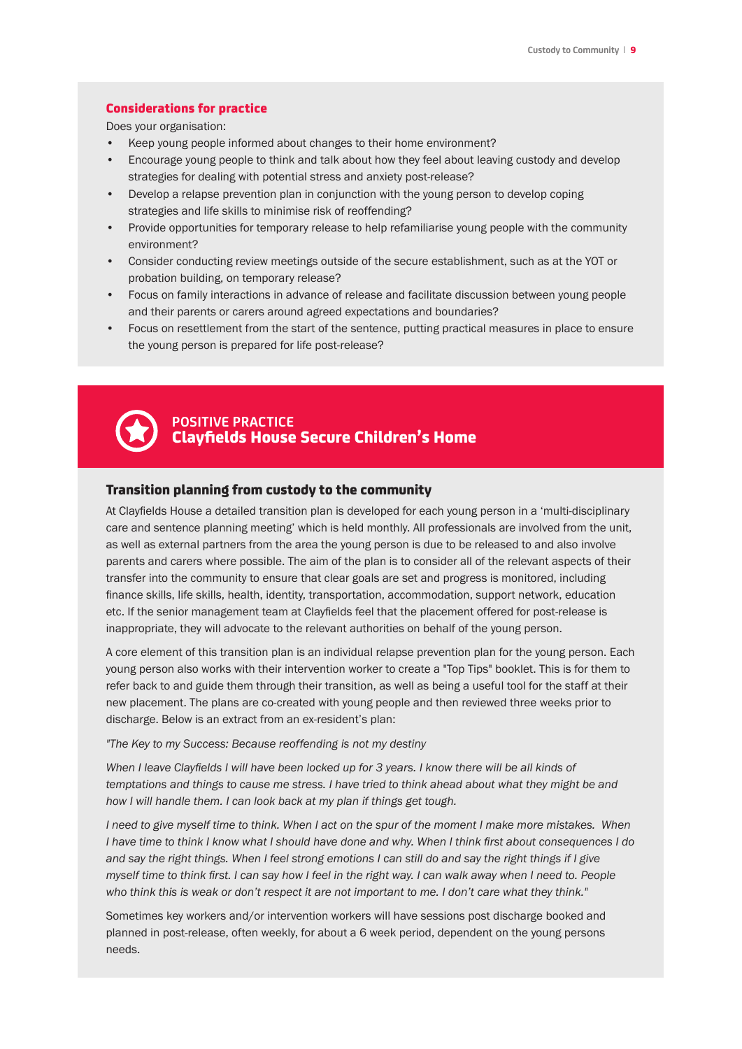### Considerations for practice

Does your organisation:

- Keep young people informed about changes to their home environment?
- Encourage young people to think and talk about how they feel about leaving custody and develop strategies for dealing with potential stress and anxiety post-release?
- Develop a relapse prevention plan in conjunction with the young person to develop coping strategies and life skills to minimise risk of reoffending?
- Provide opportunities for temporary release to help refamiliarise young people with the community environment?
- Consider conducting review meetings outside of the secure establishment, such as at the YOT or probation building, on temporary release?
- Focus on family interactions in advance of release and facilitate discussion between young people and their parents or carers around agreed expectations and boundaries?
- Focus on resettlement from the start of the sentence, putting practical measures in place to ensure the young person is prepared for life post-release?

## POSITIVE PRACTICE
## Clayfields House Secure Children's Home

### Transition planning from custody to the community

At Clayfields House a detailed transition plan is developed for each young person in a 'multi-disciplinary care and sentence planning meeting' which is held monthly. All professionals are involved from the unit, as well as external partners from the area the young person is due to be released to and also involve parents and carers where possible. The aim of the plan is to consider all of the relevant aspects of their transfer into the community to ensure that clear goals are set and progress is monitored, including finance skills, life skills, health, identity, transportation, accommodation, support network, education etc. If the senior management team at Clayfields feel that the placement offered for post-release is inappropriate, they will advocate to the relevant authorities on behalf of the young person.

A core element of this transition plan is an individual relapse prevention plan for the young person. Each young person also works with their intervention worker to create a "Top Tips" booklet. This is for them to refer back to and guide them through their transition, as well as being a useful tool for the staff at their new placement. The plans are co-created with young people and then reviewed three weeks prior to discharge. Below is an extract from an ex-resident's plan:

*"The Key to my Success: Because reoffending is not my destiny*

*When I leave Clayfields I will have been locked up for 3 years. I know there will be all kinds of temptations and things to cause me stress. I have tried to think ahead about what they might be and how I will handle them. I can look back at my plan if things get tough.*

*I need to give myself time to think. When I act on the spur of the moment I make more mistakes. When I have time to think I know what I should have done and why. When I think first about consequences I do and say the right things. When I feel strong emotions I can still do and say the right things if I give myself time to think first. I can say how I feel in the right way. I can walk away when I need to. People who think this is weak or don't respect it are not important to me. I don't care what they think."*

Sometimes key workers and/or intervention workers will have sessions post discharge booked and planned in post-release, often weekly, for about a 6 week period, dependent on the young persons needs.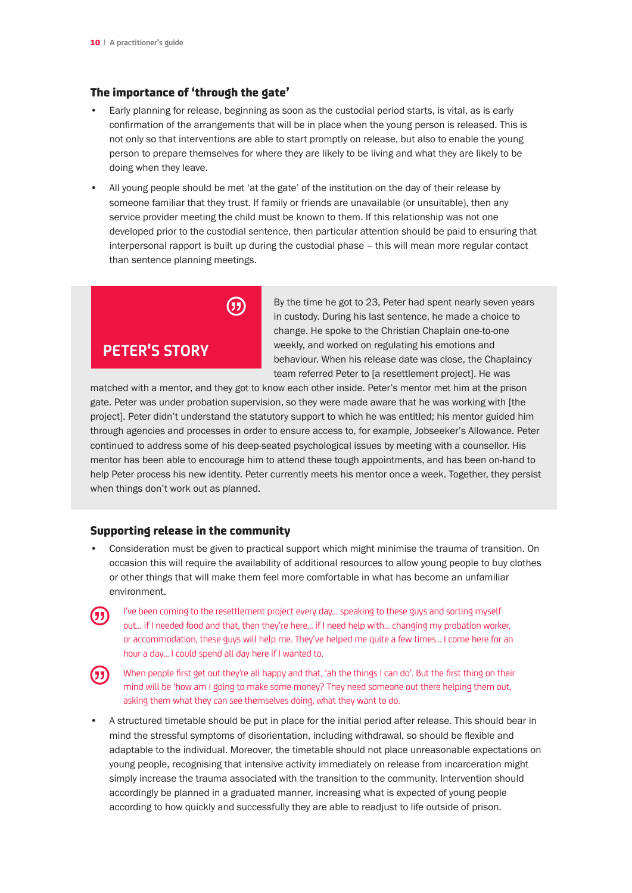### The importance of 'through the gate'

- Early planning for release, beginning as soon as the custodial period starts, is vital, as is early confirmation of the arrangements that will be in place when the young person is released. This is not only so that interventions are able to start promptly on release, but also to enable the young person to prepare themselves for where they are likely to be living and what they are likely to be doing when they leave.
- All young people should be met 'at the gate' of the institution on the day of their release by someone familiar that they trust. If family or friends are unavailable (or unsuitable), then any service provider meeting the child must be known to them. If this relationship was not one developed prior to the custodial sentence, then particular attention should be paid to ensuring that interpersonal rapport is built up during the custodial phase – this will mean more regular contact than sentence planning meetings.

**PETER'S STORY**

By the time he got to 23, Peter had spent nearly seven years in custody. During his last sentence, he made a choice to change. He spoke to the Christian Chaplain one-to-one weekly, and worked on regulating his emotions and behaviour. When his release date was close, the Chaplaincy team referred Peter to [a resettlement project]. He was matched with a mentor, and they got to know each other inside. Peter's mentor met him at the prison gate. Peter was under probation supervision, so they were made aware that he was working with [the project]. Peter didn't understand the statutory support to which he was entitled; his mentor guided him through agencies and processes in order to ensure access to, for example, Jobseeker's Allowance. Peter continued to address some of his deep-seated psychological issues by meeting with a counsellor. His mentor has been able to encourage him to attend these tough appointments, and has been on-hand to help Peter process his new identity. Peter currently meets his mentor once a week. Together, they persist when things don't work out as planned.

### Supporting release in the community

- Consideration must be given to practical support which might minimise the trauma of transition. On occasion this will require the availability of additional resources to allow young people to buy clothes or other things that will make them feel more comfortable in what has become an unfamiliar environment.

> I've been coming to the resettlement project every day... speaking to these guys and sorting myself out... if I needed food and that, then they're here... if I need help with... changing my probation worker, or accommodation, these guys will help me. They've helped me quite a few times... I come here for an hour a day... I could spend all day here if I wanted to.

> When people first get out they're all happy and that, 'ah the things I can do'. But the first thing on their mind will be 'how am I going to make some money? They need someone out there helping them out, asking them what they can see themselves doing, what they want to do.

- A structured timetable should be put in place for the initial period after release. This should bear in mind the stressful symptoms of disorientation, including withdrawal, so should be flexible and adaptable to the individual. Moreover, the timetable should not place unreasonable expectations on young people, recognising that intensive activity immediately on release from incarceration might simply increase the trauma associated with the transition to the community. Intervention should accordingly be planned in a graduated manner, increasing what is expected of young people according to how quickly and successfully they are able to readjust to life outside of prison.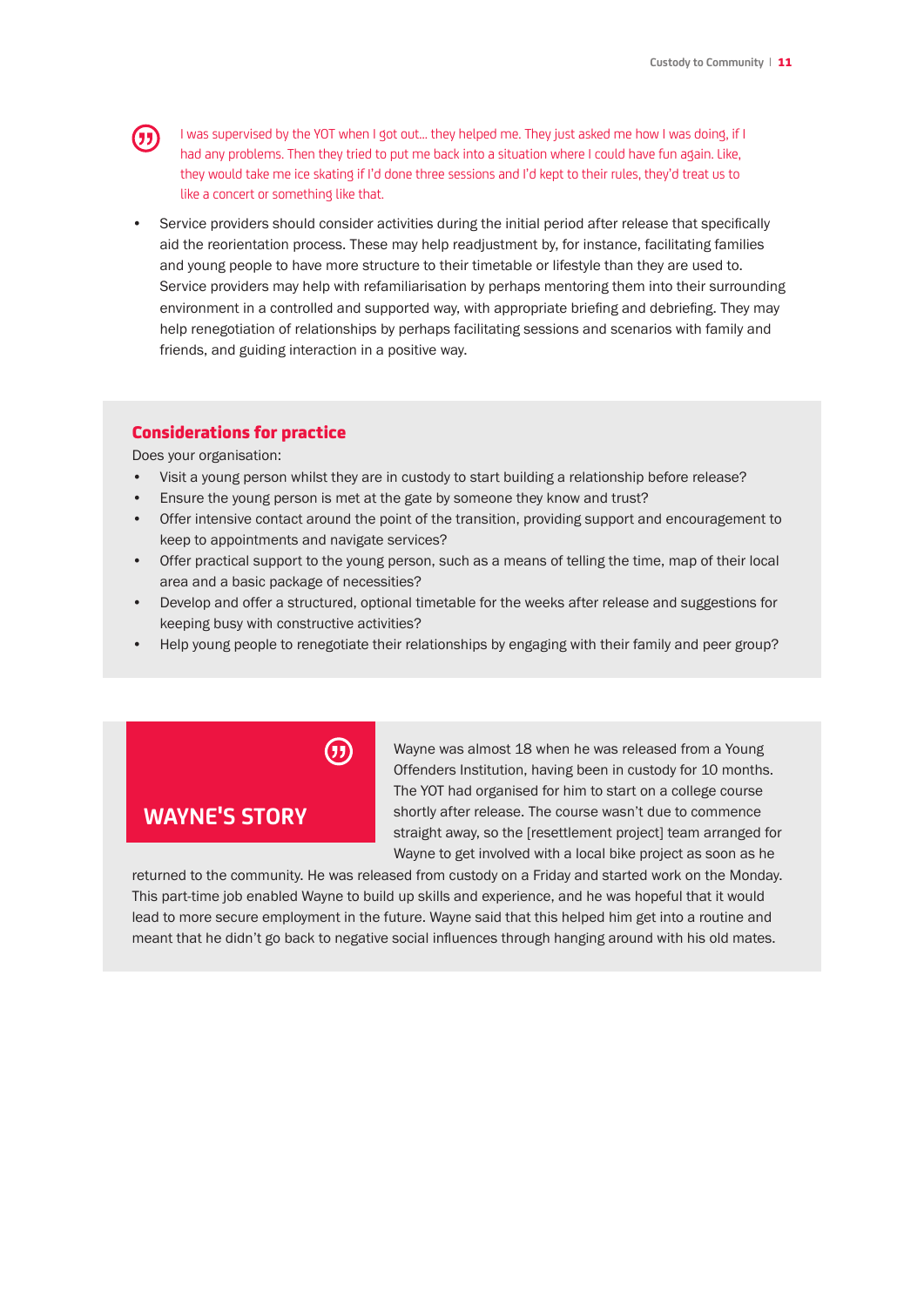> I was supervised by the YOT when I got out… they helped me. They just asked me how I was doing, if I had any problems. Then they tried to put me back into a situation where I could have fun again. Like, they would take me ice skating if I'd done three sessions and I'd kept to their rules, they'd treat us to like a concert or something like that.

- Service providers should consider activities during the initial period after release that specifically aid the reorientation process. These may help readjustment by, for instance, facilitating families and young people to have more structure to their timetable or lifestyle than they are used to. Service providers may help with refamiliarisation by perhaps mentoring them into their surrounding environment in a controlled and supported way, with appropriate briefing and debriefing. They may help renegotiation of relationships by perhaps facilitating sessions and scenarios with family and friends, and guiding interaction in a positive way.

## Considerations for practice

Does your organisation:

- Visit a young person whilst they are in custody to start building a relationship before release?
- Ensure the young person is met at the gate by someone they know and trust?
- Offer intensive contact around the point of the transition, providing support and encouragement to keep to appointments and navigate services?
- Offer practical support to the young person, such as a means of telling the time, map of their local area and a basic package of necessities?
- Develop and offer a structured, optional timetable for the weeks after release and suggestions for keeping busy with constructive activities?
- Help young people to renegotiate their relationships by engaging with their family and peer group?

## WAYNE'S STORY

Wayne was almost 18 when he was released from a Young Offenders Institution, having been in custody for 10 months. The YOT had organised for him to start on a college course shortly after release. The course wasn't due to commence straight away, so the [resettlement project] team arranged for Wayne to get involved with a local bike project as soon as he returned to the community. He was released from custody on a Friday and started work on the Monday. This part-time job enabled Wayne to build up skills and experience, and he was hopeful that it would lead to more secure employment in the future. Wayne said that this helped him get into a routine and meant that he didn't go back to negative social influences through hanging around with his old mates.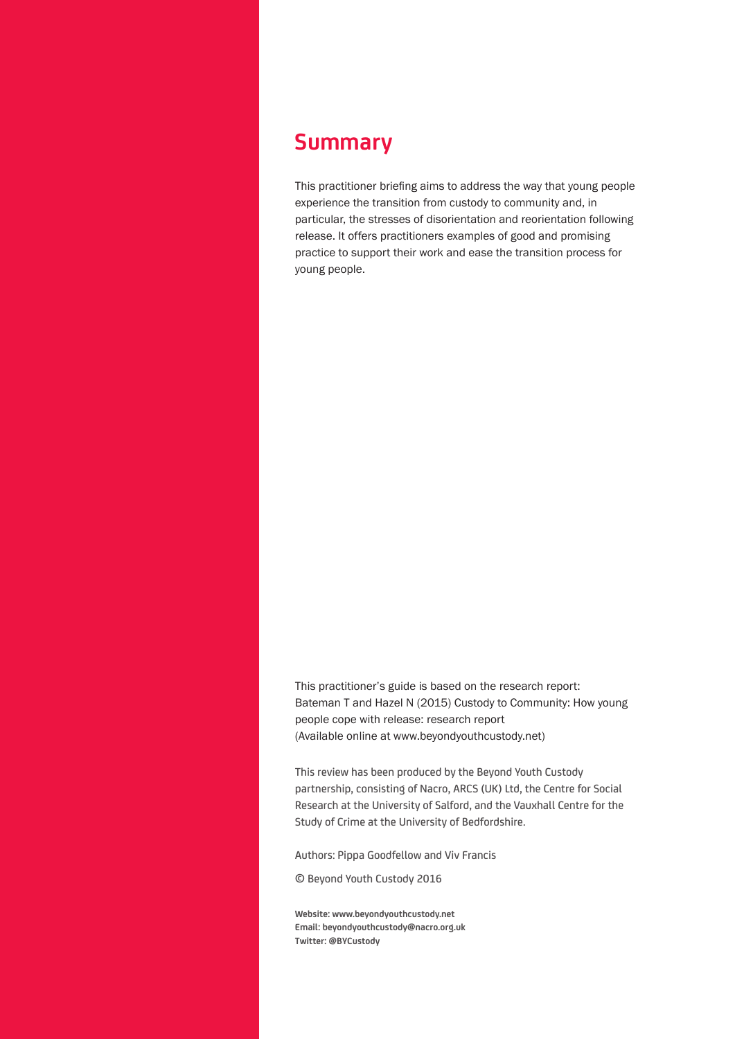## Summary

This practitioner briefing aims to address the way that young people experience the transition from custody to community and, in particular, the stresses of disorientation and reorientation following release. It offers practitioners examples of good and promising practice to support their work and ease the transition process for young people.

This practitioner's guide is based on the research report:
Bateman T and Hazel N (2015) Custody to Community: How young people cope with release: research report
(Available online at www.beyondyouthcustody.net)

This review has been produced by the Beyond Youth Custody partnership, consisting of Nacro, ARCS (UK) Ltd, the Centre for Social Research at the University of Salford, and the Vauxhall Centre for the Study of Crime at the University of Bedfordshire.

Authors: Pippa Goodfellow and Viv Francis

© Beyond Youth Custody 2016

**Website: www.beyondyouthcustody.net**
**Email: beyondyouthcustody@nacro.org.uk**
**Twitter: @BYCustody**